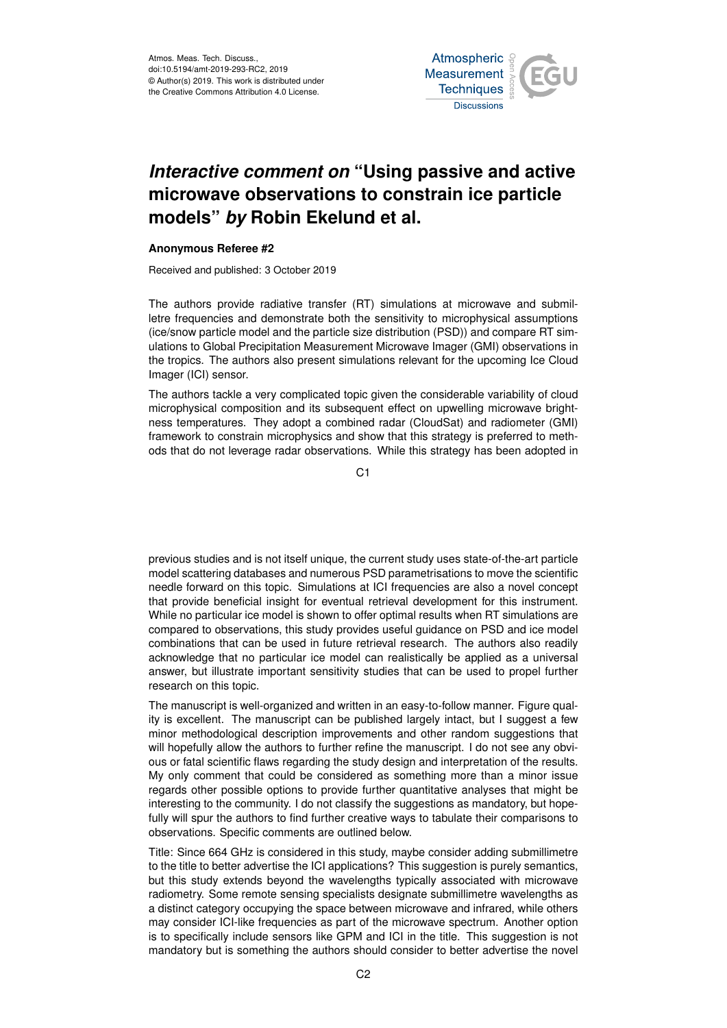Atmos. Meas. Tech. Discuss.,
doi:10.5194/amt-2019-293-RC2, 2019
© Author(s) 2019. This work is distributed under
the Creative Commons Attribution 4.0 License.

# *Interactive comment on* "Using passive and active microwave observations to constrain ice particle models" *by* Robin Ekelund et al.

**Anonymous Referee #2**

Received and published: 3 October 2019

The authors provide radiative transfer (RT) simulations at microwave and submillimetre frequencies and demonstrate both the sensitivity to microphysical assumptions (ice/snow particle model and the particle size distribution (PSD)) and compare RT simulations to Global Precipitation Measurement Microwave Imager (GMI) observations in the tropics. The authors also present simulations relevant for the upcoming Ice Cloud Imager (ICI) sensor.

The authors tackle a very complicated topic given the considerable variability of cloud microphysical composition and its subsequent effect on upwelling microwave brightness temperatures. They adopt a combined radar (CloudSat) and radiometer (GMI) framework to constrain microphysics and show that this strategy is preferred to methods that do not leverage radar observations. While this strategy has been adopted in previous studies and is not itself unique, the current study uses state-of-the-art particle model scattering databases and numerous PSD parametrisations to move the scientific needle forward on this topic. Simulations at ICI frequencies are also a novel concept that provide beneficial insight for eventual retrieval development for this instrument. While no particular ice model is shown to offer optimal results when RT simulations are compared to observations, this study provides useful guidance on PSD and ice model combinations that can be used in future retrieval research. The authors also readily acknowledge that no particular ice model can realistically be applied as a universal answer, but illustrate important sensitivity studies that can be used to propel further research on this topic.

The manuscript is well-organized and written in an easy-to-follow manner. Figure quality is excellent. The manuscript can be published largely intact, but I suggest a few minor methodological description improvements and other random suggestions that will hopefully allow the authors to further refine the manuscript. I do not see any obvious or fatal scientific flaws regarding the study design and interpretation of the results. My only comment that could be considered as something more than a minor issue regards other possible options to provide further quantitative analyses that might be interesting to the community. I do not classify the suggestions as mandatory, but hopefully will spur the authors to find further creative ways to tabulate their comparisons to observations. Specific comments are outlined below.

Title: Since 664 GHz is considered in this study, maybe consider adding submillimetre to the title to better advertise the ICI applications? This suggestion is purely semantics, but this study extends beyond the wavelengths typically associated with microwave radiometry. Some remote sensing specialists designate submillimetre wavelengths as a distinct category occupying the space between microwave and infrared, while others may consider ICI-like frequencies as part of the microwave spectrum. Another option is to specifically include sensors like GPM and ICI in the title. This suggestion is not mandatory but is something the authors should consider to better advertise the novel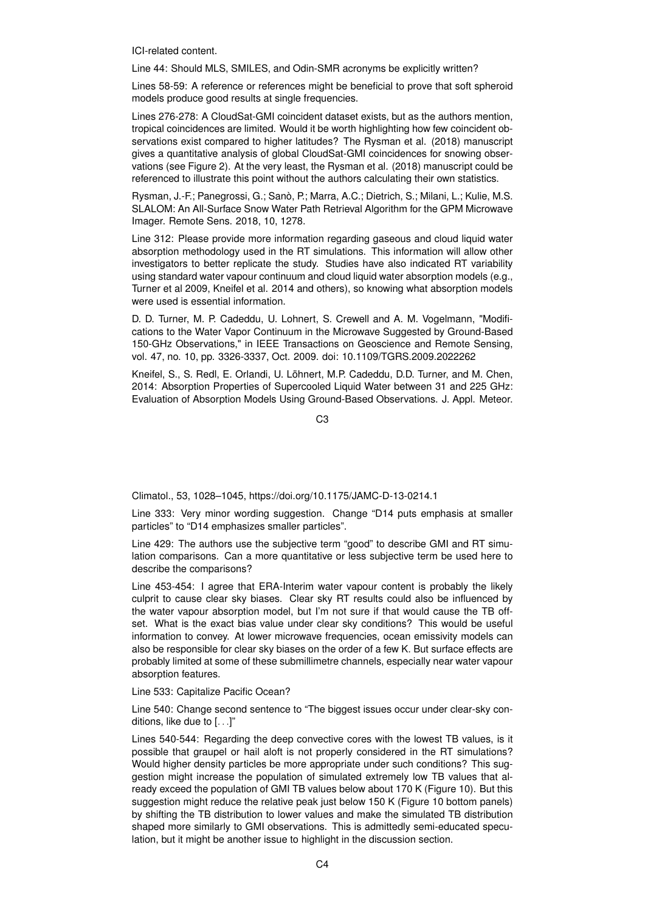ICI-related content.

Line 44: Should MLS, SMILES, and Odin-SMR acronyms be explicitly written?

Lines 58-59: A reference or references might be beneficial to prove that soft spheroid models produce good results at single frequencies.

Lines 276-278: A CloudSat-GMI coincident dataset exists, but as the authors mention, tropical coincidences are limited. Would it be worth highlighting how few coincident observations exist compared to higher latitudes? The Rysman et al. (2018) manuscript gives a quantitative analysis of global CloudSat-GMI coincidences for snowing observations (see Figure 2). At the very least, the Rysman et al. (2018) manuscript could be referenced to illustrate this point without the authors calculating their own statistics.

Rysman, J.-F.; Panegrossi, G.; Sanò, P.; Marra, A.C.; Dietrich, S.; Milani, L.; Kulie, M.S. SLALOM: An All-Surface Snow Water Path Retrieval Algorithm for the GPM Microwave Imager. Remote Sens. 2018, 10, 1278.

Line 312: Please provide more information regarding gaseous and cloud liquid water absorption methodology used in the RT simulations. This information will allow other investigators to better replicate the study. Studies have also indicated RT variability using standard water vapour continuum and cloud liquid water absorption models (e.g., Turner et al 2009, Kneifel et al. 2014 and others), so knowing what absorption models were used is essential information.

D. D. Turner, M. P. Cadeddu, U. Lohnert, S. Crewell and A. M. Vogelmann, "Modifications to the Water Vapor Continuum in the Microwave Suggested by Ground-Based 150-GHz Observations," in IEEE Transactions on Geoscience and Remote Sensing, vol. 47, no. 10, pp. 3326-3337, Oct. 2009. doi: 10.1109/TGRS.2009.2022262

Kneifel, S., S. Redl, E. Orlandi, U. Löhnert, M.P. Cadeddu, D.D. Turner, and M. Chen, 2014: Absorption Properties of Supercooled Liquid Water between 31 and 225 GHz: Evaluation of Absorption Models Using Ground-Based Observations. J. Appl. Meteor. Climatol., 53, 1028–1045, https://doi.org/10.1175/JAMC-D-13-0214.1

Line 333: Very minor wording suggestion. Change "D14 puts emphasis at smaller particles" to "D14 emphasizes smaller particles".

Line 429: The authors use the subjective term "good" to describe GMI and RT simulation comparisons. Can a more quantitative or less subjective term be used here to describe the comparisons?

Line 453-454: I agree that ERA-Interim water vapour content is probably the likely culprit to cause clear sky biases. Clear sky RT results could also be influenced by the water vapour absorption model, but I'm not sure if that would cause the TB offset. What is the exact bias value under clear sky conditions? This would be useful information to convey. At lower microwave frequencies, ocean emissivity models can also be responsible for clear sky biases on the order of a few K. But surface effects are probably limited at some of these submillimetre channels, especially near water vapour absorption features.

Line 533: Capitalize Pacific Ocean?

Line 540: Change second sentence to "The biggest issues occur under clear-sky conditions, like due to [...]"

Lines 540-544: Regarding the deep convective cores with the lowest TB values, is it possible that graupel or hail aloft is not properly considered in the RT simulations? Would higher density particles be more appropriate under such conditions? This suggestion might increase the population of simulated extremely low TB values that already exceed the population of GMI TB values below about 170 K (Figure 10). But this suggestion might reduce the relative peak just below 150 K (Figure 10 bottom panels) by shifting the TB distribution to lower values and make the simulated TB distribution shaped more similarly to GMI observations. This is admittedly semi-educated speculation, but it might be another issue to highlight in the discussion section.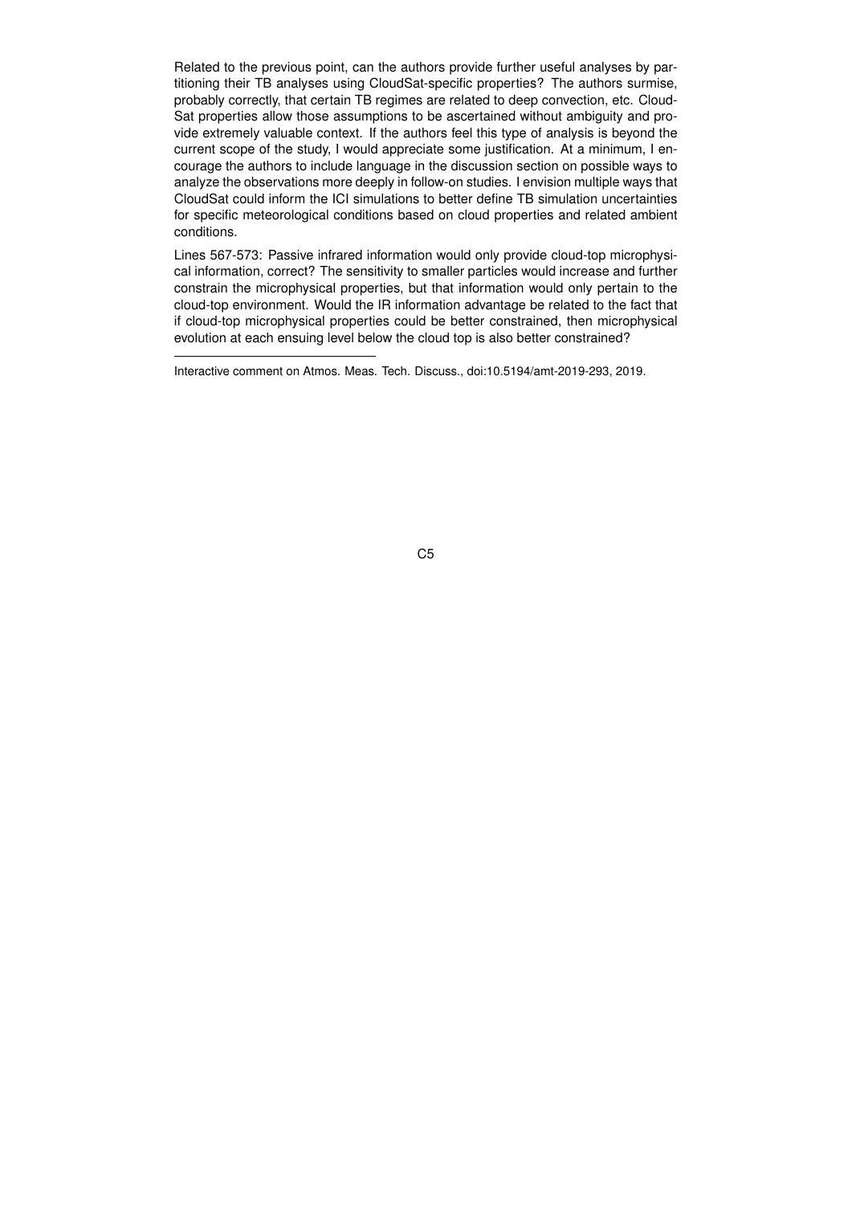Related to the previous point, can the authors provide further useful analyses by partitioning their TB analyses using CloudSat-specific properties? The authors surmise, probably correctly, that certain TB regimes are related to deep convection, etc. CloudSat properties allow those assumptions to be ascertained without ambiguity and provide extremely valuable context. If the authors feel this type of analysis is beyond the current scope of the study, I would appreciate some justification. At a minimum, I encourage the authors to include language in the discussion section on possible ways to analyze the observations more deeply in follow-on studies. I envision multiple ways that CloudSat could inform the ICI simulations to better define TB simulation uncertainties for specific meteorological conditions based on cloud properties and related ambient conditions.

Lines 567-573: Passive infrared information would only provide cloud-top microphysical information, correct? The sensitivity to smaller particles would increase and further constrain the microphysical properties, but that information would only pertain to the cloud-top environment. Would the IR information advantage be related to the fact that if cloud-top microphysical properties could be better constrained, then microphysical evolution at each ensuing level below the cloud top is also better constrained?

---

Interactive comment on Atmos. Meas. Tech. Discuss., doi:10.5194/amt-2019-293, 2019.